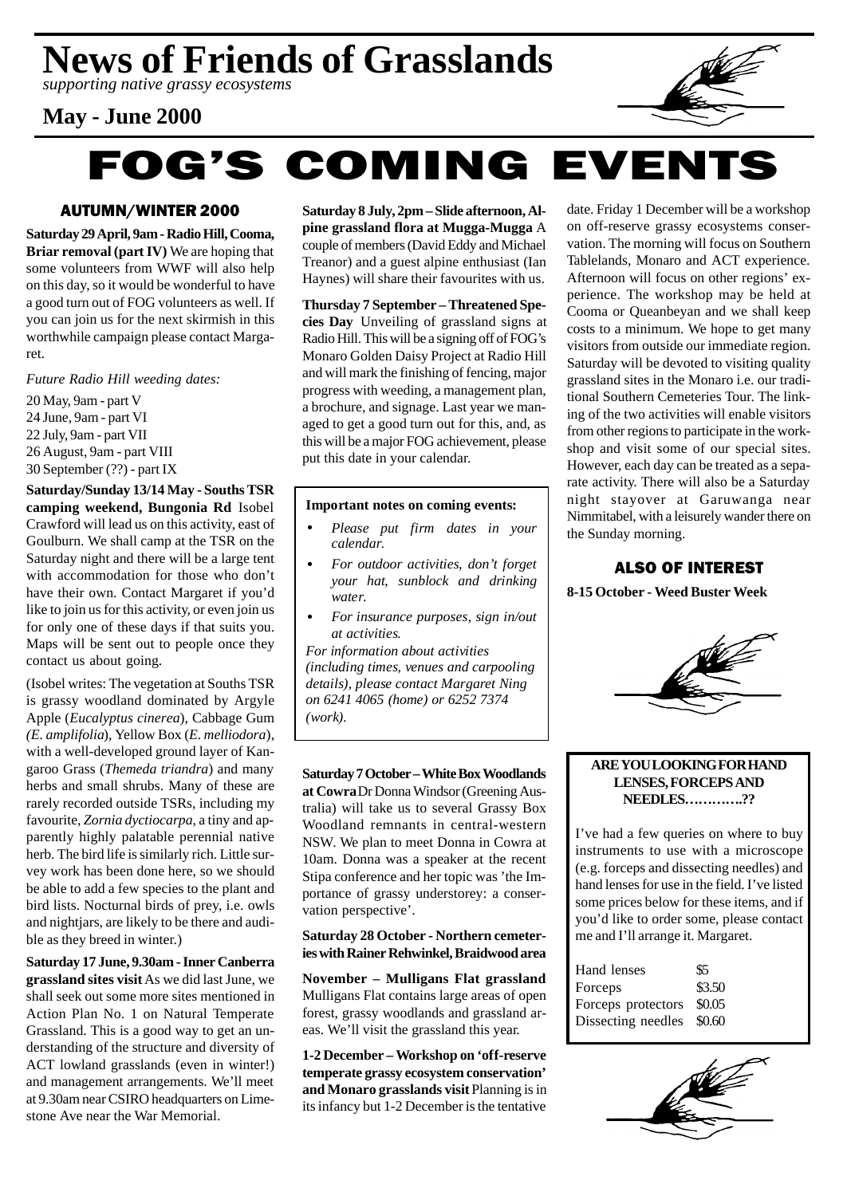# News of Friends of Grasslands

*supporting native grassy ecosystems*

## May - June 2000

# FOG'S COMING EVENTS

### AUTUMN/WINTER 2000

**Saturday 29 April, 9am - Radio Hill, Cooma, Briar removal (part IV)** We are hoping that some volunteers from WWF will also help on this day, so it would be wonderful to have a good turn out of FOG volunteers as well. If you can join us for the next skirmish in this worthwhile campaign please contact Margaret.

*Future Radio Hill weeding dates:*

20 May, 9am - part V
24 June, 9am - part VI
22 July, 9am - part VII
26 August, 9am - part VIII
30 September (??) - part IX

**Saturday/Sunday 13/14 May - Souths TSR camping weekend, Bungonia Rd** Isobel Crawford will lead us on this activity, east of Goulburn. We shall camp at the TSR on the Saturday night and there will be a large tent with accommodation for those who don't have their own. Contact Margaret if you'd like to join us for this activity, or even join us for only one of these days if that suits you. Maps will be sent out to people once they contact us about going.

(Isobel writes: The vegetation at Souths TSR is grassy woodland dominated by Argyle Apple (*Eucalyptus cinerea*), Cabbage Gum (*E. amplifolia*), Yellow Box (*E. melliodora*), with a well-developed ground layer of Kangaroo Grass (*Themeda triandra*) and many herbs and small shrubs. Many of these are rarely recorded outside TSRs, including my favourite, *Zornia dyctiocarpa*, a tiny and apparently highly palatable perennial native herb. The bird life is similarly rich. Little survey work has been done here, so we should be able to add a few species to the plant and bird lists. Nocturnal birds of prey, i.e. owls and nightjars, are likely to be there and audible as they breed in winter.)

**Saturday 17 June, 9.30am - Inner Canberra grassland sites visit** As we did last June, we shall seek out some more sites mentioned in Action Plan No. 1 on Natural Temperate Grassland. This is a good way to get an understanding of the structure and diversity of ACT lowland grasslands (even in winter!) and management arrangements. We'll meet at 9.30am near CSIRO headquarters on Limestone Ave near the War Memorial.

**Saturday 8 July, 2pm – Slide afternoon, Alpine grassland flora at Mugga-Mugga** A couple of members (David Eddy and Michael Treanor) and a guest alpine enthusiast (Ian Haynes) will share their favourites with us.

**Thursday 7 September – Threatened Species Day** Unveiling of grassland signs at Radio Hill. This will be a signing off of FOG's Monaro Golden Daisy Project at Radio Hill and will mark the finishing of fencing, major progress with weeding, a management plan, a brochure, and signage. Last year we managed to get a good turn out for this, and, as this will be a major FOG achievement, please put this date in your calendar.

**Important notes on coming events:**

- *Please put firm dates in your calendar.*
- *For outdoor activities, don't forget your hat, sunblock and drinking water.*
- *For insurance purposes, sign in/out at activities.*

*For information about activities (including times, venues and carpooling details), please contact Margaret Ning on 6241 4065 (home) or 6252 7374 (work).*

**Saturday 7 October – White Box Woodlands at Cowra** Dr Donna Windsor (Greening Australia) will take us to several Grassy Box Woodland remnants in central-western NSW. We plan to meet Donna in Cowra at 10am. Donna was a speaker at the recent Stipa conference and her topic was 'the Importance of grassy understorey: a conservation perspective'.

**Saturday 28 October - Northern cemeteries with Rainer Rehwinkel, Braidwood area**

**November – Mulligans Flat grassland** Mulligans Flat contains large areas of open forest, grassy woodlands and grassland areas. We'll visit the grassland this year.

**1-2 December – Workshop on 'off-reserve temperate grassy ecosystem conservation' and Monaro grasslands visit** Planning is in its infancy but 1-2 December is the tentative date. Friday 1 December will be a workshop on off-reserve grassy ecosystems conservation. The morning will focus on Southern Tablelands, Monaro and ACT experience. Afternoon will focus on other regions' experience. The workshop may be held at Cooma or Queanbeyan and we shall keep costs to a minimum. We hope to get many visitors from outside our immediate region. Saturday will be devoted to visiting quality grassland sites in the Monaro i.e. our traditional Southern Cemeteries Tour. The linking of the two activities will enable visitors from other regions to participate in the workshop and visit some of our special sites. However, each day can be treated as a separate activity. There will also be a Saturday night stayover at Garuwanga near Nimmitabel, with a leisurely wander there on the Sunday morning.

### ALSO OF INTEREST

**8-15 October - Weed Buster Week**

**ARE YOU LOOKING FOR HAND LENSES, FORCEPS AND NEEDLES………..??**

I've had a few queries on where to buy instruments to use with a microscope (e.g. forceps and dissecting needles) and hand lenses for use in the field. I've listed some prices below for these items, and if you'd like to order some, please contact me and I'll arrange it. Margaret.

| | |
|---|---|
| Hand lenses | \$5 |
| Forceps | \$3.50 |
| Forceps protectors | \$0.05 |
| Dissecting needles | \$0.60 |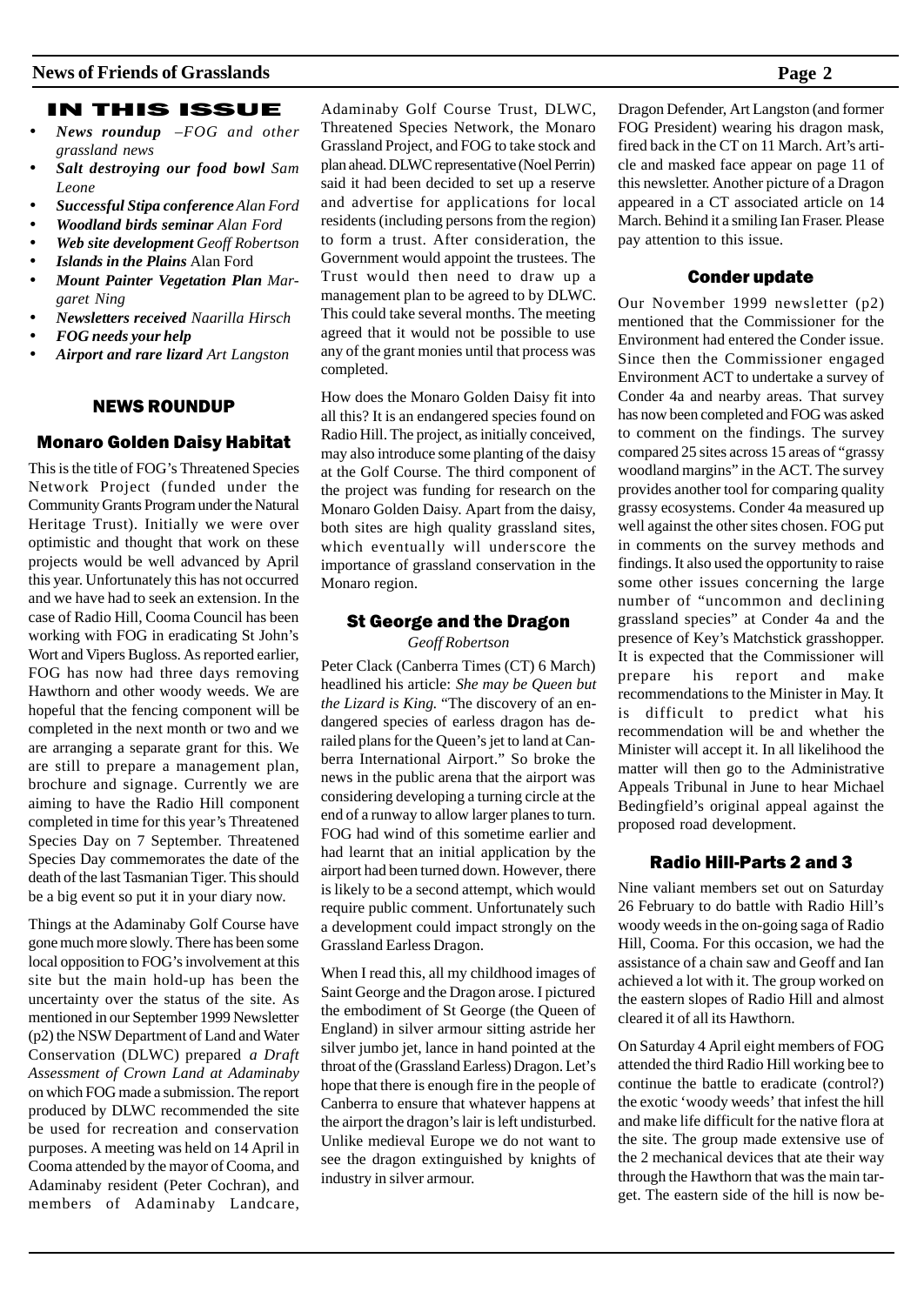## IN THIS ISSUE

- ***News roundup*** *–FOG and other grassland news*
- ***Salt destroying our food bowl*** *Sam Leone*
- ***Successful Stipa conference*** *Alan Ford*
- ***Woodland birds seminar*** *Alan Ford*
- ***Web site development*** *Geoff Robertson*
- ***Islands in the Plains*** Alan Ford
- ***Mount Painter Vegetation Plan*** *Margaret Ning*
- ***Newsletters received*** *Naarilla Hirsch*
- ***FOG needs your help***
- ***Airport and rare lizard*** *Art Langston*

## NEWS ROUNDUP

### Monaro Golden Daisy Habitat

This is the title of FOG's Threatened Species Network Project (funded under the Community Grants Program under the Natural Heritage Trust). Initially we were over optimistic and thought that work on these projects would be well advanced by April this year. Unfortunately this has not occurred and we have had to seek an extension. In the case of Radio Hill, Cooma Council has been working with FOG in eradicating St John's Wort and Vipers Bugloss. As reported earlier, FOG has now had three days removing Hawthorn and other woody weeds. We are hopeful that the fencing component will be completed in the next month or two and we are arranging a separate grant for this. We are still to prepare a management plan, brochure and signage. Currently we are aiming to have the Radio Hill component completed in time for this year's Threatened Species Day on 7 September. Threatened Species Day commemorates the date of the death of the last Tasmanian Tiger. This should be a big event so put it in your diary now.

Things at the Adaminaby Golf Course have gone much more slowly. There has been some local opposition to FOG's involvement at this site but the main hold-up has been the uncertainty over the status of the site. As mentioned in our September 1999 Newsletter (p2) the NSW Department of Land and Water Conservation (DLWC) prepared *a Draft Assessment of Crown Land at Adaminaby* on which FOG made a submission. The report produced by DLWC recommended the site be used for recreation and conservation purposes. A meeting was held on 14 April in Cooma attended by the mayor of Cooma, and Adaminaby resident (Peter Cochran), and members of Adaminaby Landcare, Adaminaby Golf Course Trust, DLWC, Threatened Species Network, the Monaro Grassland Project, and FOG to take stock and plan ahead. DLWC representative (Noel Perrin) said it had been decided to set up a reserve and advertise for applications for local residents (including persons from the region) to form a trust. After consideration, the Government would appoint the trustees. The Trust would then need to draw up a management plan to be agreed to by DLWC. This could take several months. The meeting agreed that it would not be possible to use any of the grant monies until that process was completed.

How does the Monaro Golden Daisy fit into all this? It is an endangered species found on Radio Hill. The project, as initially conceived, may also introduce some planting of the daisy at the Golf Course. The third component of the project was funding for research on the Monaro Golden Daisy. Apart from the daisy, both sites are high quality grassland sites, which eventually will underscore the importance of grassland conservation in the Monaro region.

### St George and the Dragon

*Geoff Robertson*

Peter Clack (Canberra Times (CT) 6 March) headlined his article: *She may be Queen but the Lizard is King.* "The discovery of an endangered species of earless dragon has derailed plans for the Queen's jet to land at Canberra International Airport." So broke the news in the public arena that the airport was considering developing a turning circle at the end of a runway to allow larger planes to turn. FOG had wind of this sometime earlier and had learnt that an initial application by the airport had been turned down. However, there is likely to be a second attempt, which would require public comment. Unfortunately such a development could impact strongly on the Grassland Earless Dragon.

When I read this, all my childhood images of Saint George and the Dragon arose. I pictured the embodiment of St George (the Queen of England) in silver armour sitting astride her silver jumbo jet, lance in hand pointed at the throat of the (Grassland Earless) Dragon. Let's hope that there is enough fire in the people of Canberra to ensure that whatever happens at the airport the dragon's lair is left undisturbed. Unlike medieval Europe we do not want to see the dragon extinguished by knights of industry in silver armour.

Dragon Defender, Art Langston (and former FOG President) wearing his dragon mask, fired back in the CT on 11 March. Art's article and masked face appear on page 11 of this newsletter. Another picture of a Dragon appeared in a CT associated article on 14 March. Behind it a smiling Ian Fraser. Please pay attention to this issue.

### Conder update

Our November 1999 newsletter (p2) mentioned that the Commissioner for the Environment had entered the Conder issue. Since then the Commissioner engaged Environment ACT to undertake a survey of Conder 4a and nearby areas. That survey has now been completed and FOG was asked to comment on the findings. The survey compared 25 sites across 15 areas of "grassy woodland margins" in the ACT. The survey provides another tool for comparing quality grassy ecosystems. Conder 4a measured up well against the other sites chosen. FOG put in comments on the survey methods and findings. It also used the opportunity to raise some other issues concerning the large number of "uncommon and declining grassland species" at Conder 4a and the presence of Key's Matchstick grasshopper. It is expected that the Commissioner will prepare his report and make recommendations to the Minister in May. It is difficult to predict what his recommendation will be and whether the Minister will accept it. In all likelihood the matter will then go to the Administrative Appeals Tribunal in June to hear Michael Bedingfield's original appeal against the proposed road development.

### Radio Hill-Parts 2 and 3

Nine valiant members set out on Saturday 26 February to do battle with Radio Hill's woody weeds in the on-going saga of Radio Hill, Cooma. For this occasion, we had the assistance of a chain saw and Geoff and Ian achieved a lot with it. The group worked on the eastern slopes of Radio Hill and almost cleared it of all its Hawthorn.

On Saturday 4 April eight members of FOG attended the third Radio Hill working bee to continue the battle to eradicate (control?) the exotic 'woody weeds' that infest the hill and make life difficult for the native flora at the site. The group made extensive use of the 2 mechanical devices that ate their way through the Hawthorn that was the main target. The eastern side of the hill is now be-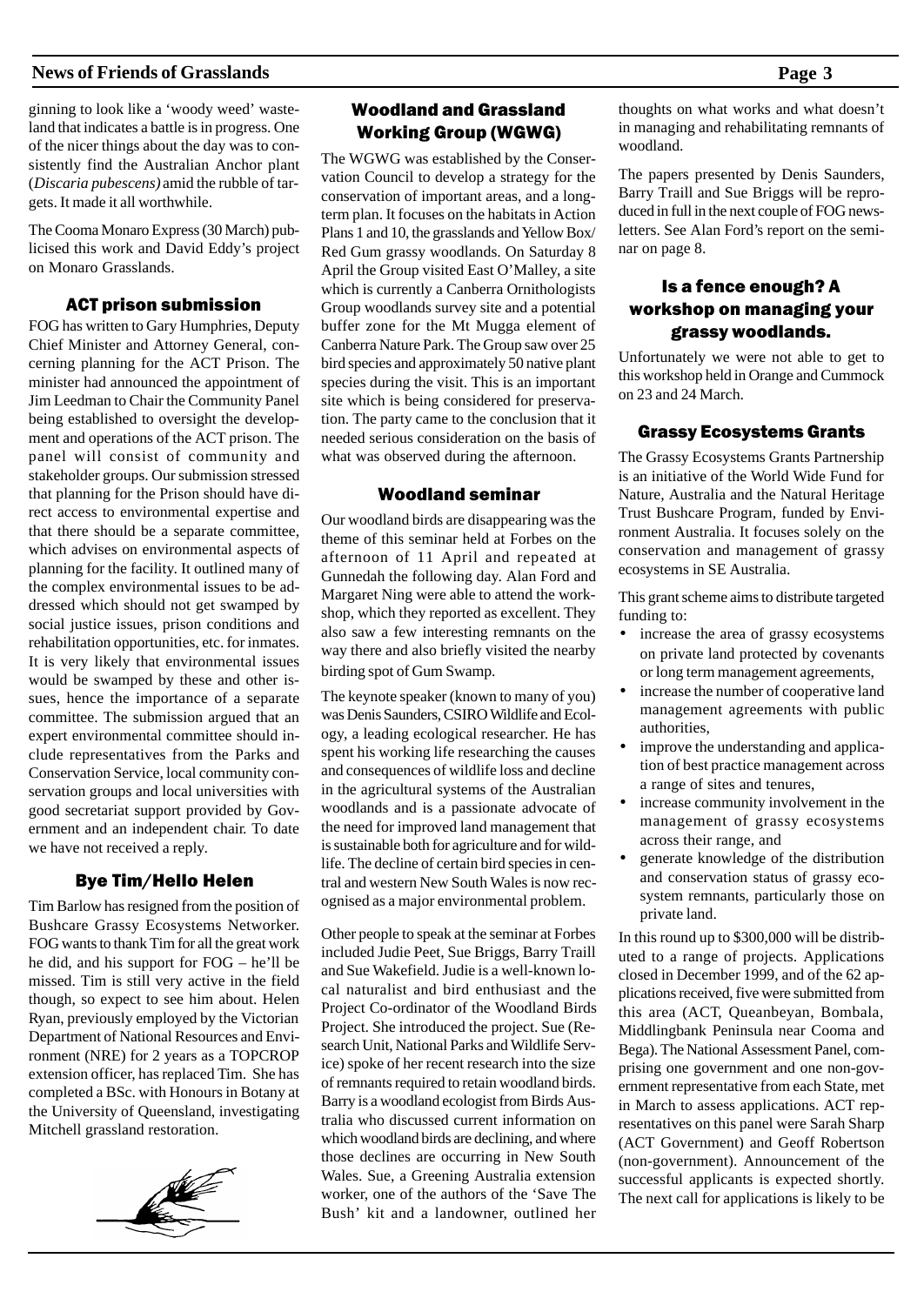ginning to look like a 'woody weed' wasteland that indicates a battle is in progress. One of the nicer things about the day was to consistently find the Australian Anchor plant (*Discaria pubescens)* amid the rubble of targets. It made it all worthwhile.

The Cooma Monaro Express (30 March) publicised this work and David Eddy's project on Monaro Grasslands.

## ACT prison submission

FOG has written to Gary Humphries, Deputy Chief Minister and Attorney General, concerning planning for the ACT Prison. The minister had announced the appointment of Jim Leedman to Chair the Community Panel being established to oversight the development and operations of the ACT prison. The panel will consist of community and stakeholder groups. Our submission stressed that planning for the Prison should have direct access to environmental expertise and that there should be a separate committee, which advises on environmental aspects of planning for the facility. It outlined many of the complex environmental issues to be addressed which should not get swamped by social justice issues, prison conditions and rehabilitation opportunities, etc. for inmates. It is very likely that environmental issues would be swamped by these and other issues, hence the importance of a separate committee. The submission argued that an expert environmental committee should include representatives from the Parks and Conservation Service, local community conservation groups and local universities with good secretariat support provided by Government and an independent chair. To date we have not received a reply.

## Bye Tim/Hello Helen

Tim Barlow has resigned from the position of Bushcare Grassy Ecosystems Networker. FOG wants to thank Tim for all the great work he did, and his support for FOG – he'll be missed. Tim is still very active in the field though, so expect to see him about. Helen Ryan, previously employed by the Victorian Department of National Resources and Environment (NRE) for 2 years as a TOPCROP extension officer, has replaced Tim. She has completed a BSc. with Honours in Botany at the University of Queensland, investigating Mitchell grassland restoration.

## Woodland and Grassland Working Group (WGWG)

The WGWG was established by the Conservation Council to develop a strategy for the conservation of important areas, and a long-term plan. It focuses on the habitats in Action Plans 1 and 10, the grasslands and Yellow Box/ Red Gum grassy woodlands. On Saturday 8 April the Group visited East O'Malley, a site which is currently a Canberra Ornithologists Group woodlands survey site and a potential buffer zone for the Mt Mugga element of Canberra Nature Park. The Group saw over 25 bird species and approximately 50 native plant species during the visit. This is an important site which is being considered for preservation. The party came to the conclusion that it needed serious consideration on the basis of what was observed during the afternoon.

## Woodland seminar

Our woodland birds are disappearing was the theme of this seminar held at Forbes on the afternoon of 11 April and repeated at Gunnedah the following day. Alan Ford and Margaret Ning were able to attend the workshop, which they reported as excellent. They also saw a few interesting remnants on the way there and also briefly visited the nearby birding spot of Gum Swamp.

The keynote speaker (known to many of you) was Denis Saunders, CSIRO Wildlife and Ecology, a leading ecological researcher. He has spent his working life researching the causes and consequences of wildlife loss and decline in the agricultural systems of the Australian woodlands and is a passionate advocate of the need for improved land management that is sustainable both for agriculture and for wildlife. The decline of certain bird species in central and western New South Wales is now recognised as a major environmental problem.

Other people to speak at the seminar at Forbes included Judie Peet, Sue Briggs, Barry Traill and Sue Wakefield. Judie is a well-known local naturalist and bird enthusiast and the Project Co-ordinator of the Woodland Birds Project. She introduced the project. Sue (Research Unit, National Parks and Wildlife Service) spoke of her recent research into the size of remnants required to retain woodland birds. Barry is a woodland ecologist from Birds Australia who discussed current information on which woodland birds are declining, and where those declines are occurring in New South Wales. Sue, a Greening Australia extension worker, one of the authors of the 'Save The Bush' kit and a landowner, outlined her thoughts on what works and what doesn't in managing and rehabilitating remnants of woodland.

The papers presented by Denis Saunders, Barry Traill and Sue Briggs will be reproduced in full in the next couple of FOG newsletters. See Alan Ford's report on the seminar on page 8.

## Is a fence enough? A workshop on managing your grassy woodlands.

Unfortunately we were not able to get to this workshop held in Orange and Cummock on 23 and 24 March.

## Grassy Ecosystems Grants

The Grassy Ecosystems Grants Partnership is an initiative of the World Wide Fund for Nature, Australia and the Natural Heritage Trust Bushcare Program, funded by Environment Australia. It focuses solely on the conservation and management of grassy ecosystems in SE Australia.

This grant scheme aims to distribute targeted funding to:

- increase the area of grassy ecosystems on private land protected by covenants or long term management agreements,
- increase the number of cooperative land management agreements with public authorities,
- improve the understanding and application of best practice management across a range of sites and tenures,
- increase community involvement in the management of grassy ecosystems across their range, and
- generate knowledge of the distribution and conservation status of grassy ecosystem remnants, particularly those on private land.

In this round up to $300,000 will be distributed to a range of projects. Applications closed in December 1999, and of the 62 applications received, five were submitted from this area (ACT, Queanbeyan, Bombala, Middlingbank Peninsula near Cooma and Bega). The National Assessment Panel, comprising one government and one non-government representative from each State, met in March to assess applications. ACT representatives on this panel were Sarah Sharp (ACT Government) and Geoff Robertson (non-government). Announcement of the successful applicants is expected shortly. The next call for applications is likely to be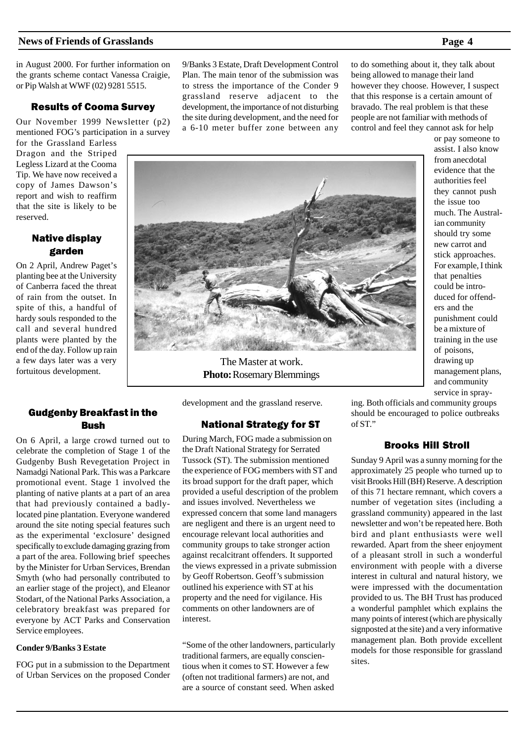in August 2000. For further information on the grants scheme contact Vanessa Craigie, or Pip Walsh at WWF (02) 9281 5515.

### Results of Cooma Survey

Our November 1999 Newsletter (p2) mentioned FOG's participation in a survey for the Grassland Earless Dragon and the Striped Legless Lizard at the Cooma Tip. We have now received a copy of James Dawson's report and wish to reaffirm that the site is likely to be reserved.

### Native display garden

On 2 April, Andrew Paget's planting bee at the University of Canberra faced the threat of rain from the outset. In spite of this, a handful of hardy souls responded to the call and several hundred plants were planted by the end of the day. Follow up rain a few days later was a very fortuitous development.

### Gudgenby Breakfast in the Bush

On 6 April, a large crowd turned out to celebrate the completion of Stage 1 of the Gudgenby Bush Revegetation Project in Namadgi National Park. This was a Parkcare promotional event. Stage 1 involved the planting of native plants at a part of an area that had previously contained a badly-located pine plantation. Everyone wandered around the site noting special features such as the experimental 'exclosure' designed specifically to exclude damaging grazing from a part of the area. Following brief speeches by the Minister for Urban Services, Brendan Smyth (who had personally contributed to an earlier stage of the project), and Eleanor Stodart, of the National Parks Association, a celebratory breakfast was prepared for everyone by ACT Parks and Conservation Service employees.

**Conder 9/Banks 3 Estate**

FOG put in a submission to the Department of Urban Services on the proposed Conder 9/Banks 3 Estate, Draft Development Control Plan. The main tenor of the submission was to stress the importance of the Conder 9 grassland reserve adjacent to the development, the importance of not disturbing the site during development, and the need for a 6-10 meter buffer zone between any development and the grassland reserve.

The Master at work.
**Photo:** Rosemary Blemmings

### National Strategy for ST

During March, FOG made a submission on the Draft National Strategy for Serrated Tussock (ST). The submission mentioned the experience of FOG members with ST and its broad support for the draft paper, which provided a useful description of the problem and issues involved. Nevertheless we expressed concern that some land managers are negligent and there is an urgent need to encourage relevant local authorities and community groups to take stronger action against recalcitrant offenders. It supported the views expressed in a private submission by Geoff Robertson. Geoff's submission outlined his experience with ST at his property and the need for vigilance. His comments on other landowners are of interest.

"Some of the other landowners, particularly traditional farmers, are equally conscientious when it comes to ST. However a few (often not traditional farmers) are not, and are a source of constant seed. When asked to do something about it, they talk about being allowed to manage their land however they choose. However, I suspect that this response is a certain amount of bravado. The real problem is that these people are not familiar with methods of control and feel they cannot ask for help or pay someone to assist. I also know from anecdotal evidence that the authorities feel they cannot push the issue too much. The Australian community should try some new carrot and stick approaches. For example, I think that penalties could be introduced for offenders and the punishment could be a mixture of training in the use of poisons, drawing up management plans, and community service in spraying. Both officials and community groups should be encouraged to police outbreaks of ST."

### Brooks Hill Stroll

Sunday 9 April was a sunny morning for the approximately 25 people who turned up to visit Brooks Hill (BH) Reserve. A description of this 71 hectare remnant, which covers a number of vegetation sites (including a grassland community) appeared in the last newsletter and won't be repeated here. Both bird and plant enthusiasts were well rewarded. Apart from the sheer enjoyment of a pleasant stroll in such a wonderful environment with people with a diverse interest in cultural and natural history, we were impressed with the documentation provided to us. The BH Trust has produced a wonderful pamphlet which explains the many points of interest (which are physically signposted at the site) and a very informative management plan. Both provide excellent models for those responsible for grassland sites.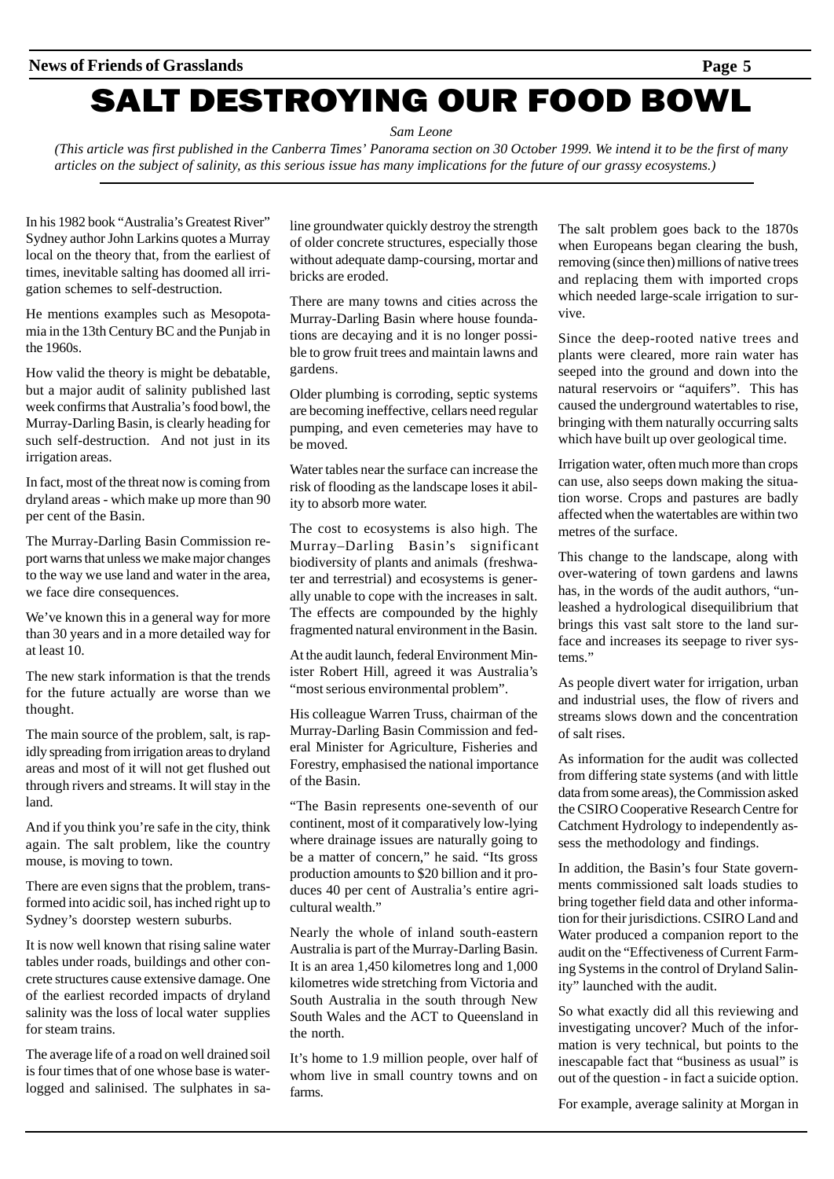# SALT DESTROYING OUR FOOD BOWL

*Sam Leone*

*(This article was first published in the Canberra Times' Panorama section on 30 October 1999. We intend it to be the first of many articles on the subject of salinity, as this serious issue has many implications for the future of our grassy ecosystems.)*

In his 1982 book "Australia's Greatest River" Sydney author John Larkins quotes a Murray local on the theory that, from the earliest of times, inevitable salting has doomed all irrigation schemes to self-destruction.

He mentions examples such as Mesopotamia in the 13th Century BC and the Punjab in the 1960s.

How valid the theory is might be debatable, but a major audit of salinity published last week confirms that Australia's food bowl, the Murray-Darling Basin, is clearly heading for such self-destruction. And not just in its irrigation areas.

In fact, most of the threat now is coming from dryland areas - which make up more than 90 per cent of the Basin.

The Murray-Darling Basin Commission report warns that unless we make major changes to the way we use land and water in the area, we face dire consequences.

We've known this in a general way for more than 30 years and in a more detailed way for at least 10.

The new stark information is that the trends for the future actually are worse than we thought.

The main source of the problem, salt, is rapidly spreading from irrigation areas to dryland areas and most of it will not get flushed out through rivers and streams. It will stay in the land.

And if you think you're safe in the city, think again. The salt problem, like the country mouse, is moving to town.

There are even signs that the problem, transformed into acidic soil, has inched right up to Sydney's doorstep western suburbs.

It is now well known that rising saline water tables under roads, buildings and other concrete structures cause extensive damage. One of the earliest recorded impacts of dryland salinity was the loss of local water supplies for steam trains.

The average life of a road on well drained soil is four times that of one whose base is waterlogged and salinised. The sulphates in saline groundwater quickly destroy the strength of older concrete structures, especially those without adequate damp-coursing, mortar and bricks are eroded.

There are many towns and cities across the Murray-Darling Basin where house foundations are decaying and it is no longer possible to grow fruit trees and maintain lawns and gardens.

Older plumbing is corroding, septic systems are becoming ineffective, cellars need regular pumping, and even cemeteries may have to be moved.

Water tables near the surface can increase the risk of flooding as the landscape loses it ability to absorb more water.

The cost to ecosystems is also high. The Murray–Darling Basin's significant biodiversity of plants and animals (freshwater and terrestrial) and ecosystems is generally unable to cope with the increases in salt. The effects are compounded by the highly fragmented natural environment in the Basin.

At the audit launch, federal Environment Minister Robert Hill, agreed it was Australia's "most serious environmental problem".

His colleague Warren Truss, chairman of the Murray-Darling Basin Commission and federal Minister for Agriculture, Fisheries and Forestry, emphasised the national importance of the Basin.

"The Basin represents one-seventh of our continent, most of it comparatively low-lying where drainage issues are naturally going to be a matter of concern," he said. "Its gross production amounts to $20 billion and it produces 40 per cent of Australia's entire agricultural wealth."

Nearly the whole of inland south-eastern Australia is part of the Murray-Darling Basin. It is an area 1,450 kilometres long and 1,000 kilometres wide stretching from Victoria and South Australia in the south through New South Wales and the ACT to Queensland in the north.

It's home to 1.9 million people, over half of whom live in small country towns and on farms.

The salt problem goes back to the 1870s when Europeans began clearing the bush, removing (since then) millions of native trees and replacing them with imported crops which needed large-scale irrigation to survive.

Since the deep-rooted native trees and plants were cleared, more rain water has seeped into the ground and down into the natural reservoirs or "aquifers". This has caused the underground watertables to rise, bringing with them naturally occurring salts which have built up over geological time.

Irrigation water, often much more than crops can use, also seeps down making the situation worse. Crops and pastures are badly affected when the watertables are within two metres of the surface.

This change to the landscape, along with over-watering of town gardens and lawns has, in the words of the audit authors, "unleashed a hydrological disequilibrium that brings this vast salt store to the land surface and increases its seepage to river systems."

As people divert water for irrigation, urban and industrial uses, the flow of rivers and streams slows down and the concentration of salt rises.

As information for the audit was collected from differing state systems (and with little data from some areas), the Commission asked the CSIRO Cooperative Research Centre for Catchment Hydrology to independently assess the methodology and findings.

In addition, the Basin's four State governments commissioned salt loads studies to bring together field data and other information for their jurisdictions. CSIRO Land and Water produced a companion report to the audit on the "Effectiveness of Current Farming Systems in the control of Dryland Salinity" launched with the audit.

So what exactly did all this reviewing and investigating uncover? Much of the information is very technical, but points to the inescapable fact that "business as usual" is out of the question - in fact a suicide option.

For example, average salinity at Morgan in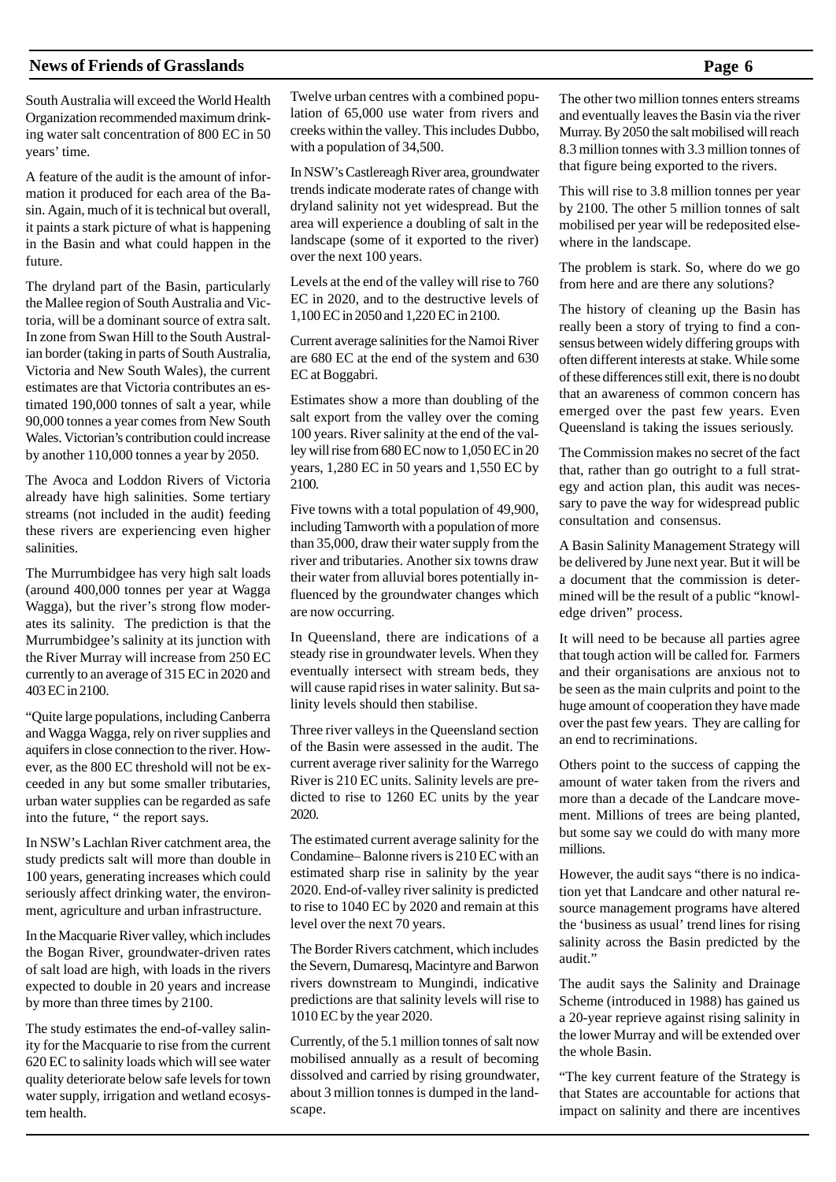South Australia will exceed the World Health Organization recommended maximum drinking water salt concentration of 800 EC in 50 years' time.

A feature of the audit is the amount of information it produced for each area of the Basin. Again, much of it is technical but overall, it paints a stark picture of what is happening in the Basin and what could happen in the future.

The dryland part of the Basin, particularly the Mallee region of South Australia and Victoria, will be a dominant source of extra salt. In zone from Swan Hill to the South Australian border (taking in parts of South Australia, Victoria and New South Wales), the current estimates are that Victoria contributes an estimated 190,000 tonnes of salt a year, while 90,000 tonnes a year comes from New South Wales. Victorian's contribution could increase by another 110,000 tonnes a year by 2050.

The Avoca and Loddon Rivers of Victoria already have high salinities. Some tertiary streams (not included in the audit) feeding these rivers are experiencing even higher salinities.

The Murrumbidgee has very high salt loads (around 400,000 tonnes per year at Wagga Wagga), but the river's strong flow moderates its salinity. The prediction is that the Murrumbidgee's salinity at its junction with the River Murray will increase from 250 EC currently to an average of 315 EC in 2020 and 403 EC in 2100.

"Quite large populations, including Canberra and Wagga Wagga, rely on river supplies and aquifers in close connection to the river. However, as the 800 EC threshold will not be exceeded in any but some smaller tributaries, urban water supplies can be regarded as safe into the future, " the report says.

In NSW's Lachlan River catchment area, the study predicts salt will more than double in 100 years, generating increases which could seriously affect drinking water, the environment, agriculture and urban infrastructure.

In the Macquarie River valley, which includes the Bogan River, groundwater-driven rates of salt load are high, with loads in the rivers expected to double in 20 years and increase by more than three times by 2100.

The study estimates the end-of-valley salinity for the Macquarie to rise from the current 620 EC to salinity loads which will see water quality deteriorate below safe levels for town water supply, irrigation and wetland ecosystem health.

Twelve urban centres with a combined population of 65,000 use water from rivers and creeks within the valley. This includes Dubbo, with a population of 34,500.

In NSW's Castlereagh River area, groundwater trends indicate moderate rates of change with dryland salinity not yet widespread. But the area will experience a doubling of salt in the landscape (some of it exported to the river) over the next 100 years.

Levels at the end of the valley will rise to 760 EC in 2020, and to the destructive levels of 1,100 EC in 2050 and 1,220 EC in 2100.

Current average salinities for the Namoi River are 680 EC at the end of the system and 630 EC at Boggabri.

Estimates show a more than doubling of the salt export from the valley over the coming 100 years. River salinity at the end of the valley will rise from 680 EC now to 1,050 EC in 20 years, 1,280 EC in 50 years and 1,550 EC by 2100.

Five towns with a total population of 49,900, including Tamworth with a population of more than 35,000, draw their water supply from the river and tributaries. Another six towns draw their water from alluvial bores potentially influenced by the groundwater changes which are now occurring.

In Queensland, there are indications of a steady rise in groundwater levels. When they eventually intersect with stream beds, they will cause rapid rises in water salinity. But salinity levels should then stabilise.

Three river valleys in the Queensland section of the Basin were assessed in the audit. The current average river salinity for the Warrego River is 210 EC units. Salinity levels are predicted to rise to 1260 EC units by the year 2020.

The estimated current average salinity for the Condamine– Balonne rivers is 210 EC with an estimated sharp rise in salinity by the year 2020. End-of-valley river salinity is predicted to rise to 1040 EC by 2020 and remain at this level over the next 70 years.

The Border Rivers catchment, which includes the Severn, Dumaresq, Macintyre and Barwon rivers downstream to Mungindi, indicative predictions are that salinity levels will rise to 1010 EC by the year 2020.

Currently, of the 5.1 million tonnes of salt now mobilised annually as a result of becoming dissolved and carried by rising groundwater, about 3 million tonnes is dumped in the landscape.

The other two million tonnes enters streams and eventually leaves the Basin via the river Murray. By 2050 the salt mobilised will reach 8.3 million tonnes with 3.3 million tonnes of that figure being exported to the rivers.

This will rise to 3.8 million tonnes per year by 2100. The other 5 million tonnes of salt mobilised per year will be redeposited elsewhere in the landscape.

The problem is stark. So, where do we go from here and are there any solutions?

The history of cleaning up the Basin has really been a story of trying to find a consensus between widely differing groups with often different interests at stake. While some of these differences still exit, there is no doubt that an awareness of common concern has emerged over the past few years. Even Queensland is taking the issues seriously.

The Commission makes no secret of the fact that, rather than go outright to a full strategy and action plan, this audit was necessary to pave the way for widespread public consultation and consensus.

A Basin Salinity Management Strategy will be delivered by June next year. But it will be a document that the commission is determined will be the result of a public "knowledge driven" process.

It will need to be because all parties agree that tough action will be called for. Farmers and their organisations are anxious not to be seen as the main culprits and point to the huge amount of cooperation they have made over the past few years. They are calling for an end to recriminations.

Others point to the success of capping the amount of water taken from the rivers and more than a decade of the Landcare movement. Millions of trees are being planted, but some say we could do with many more millions.

However, the audit says "there is no indication yet that Landcare and other natural resource management programs have altered the 'business as usual' trend lines for salinity across the Basin predicted by the audit."

The audit says the Salinity and Drainage Scheme (introduced in 1988) has gained us a 20-year reprieve against rising salinity in the lower Murray and will be extended over the whole Basin.

"The key current feature of the Strategy is that States are accountable for actions that impact on salinity and there are incentives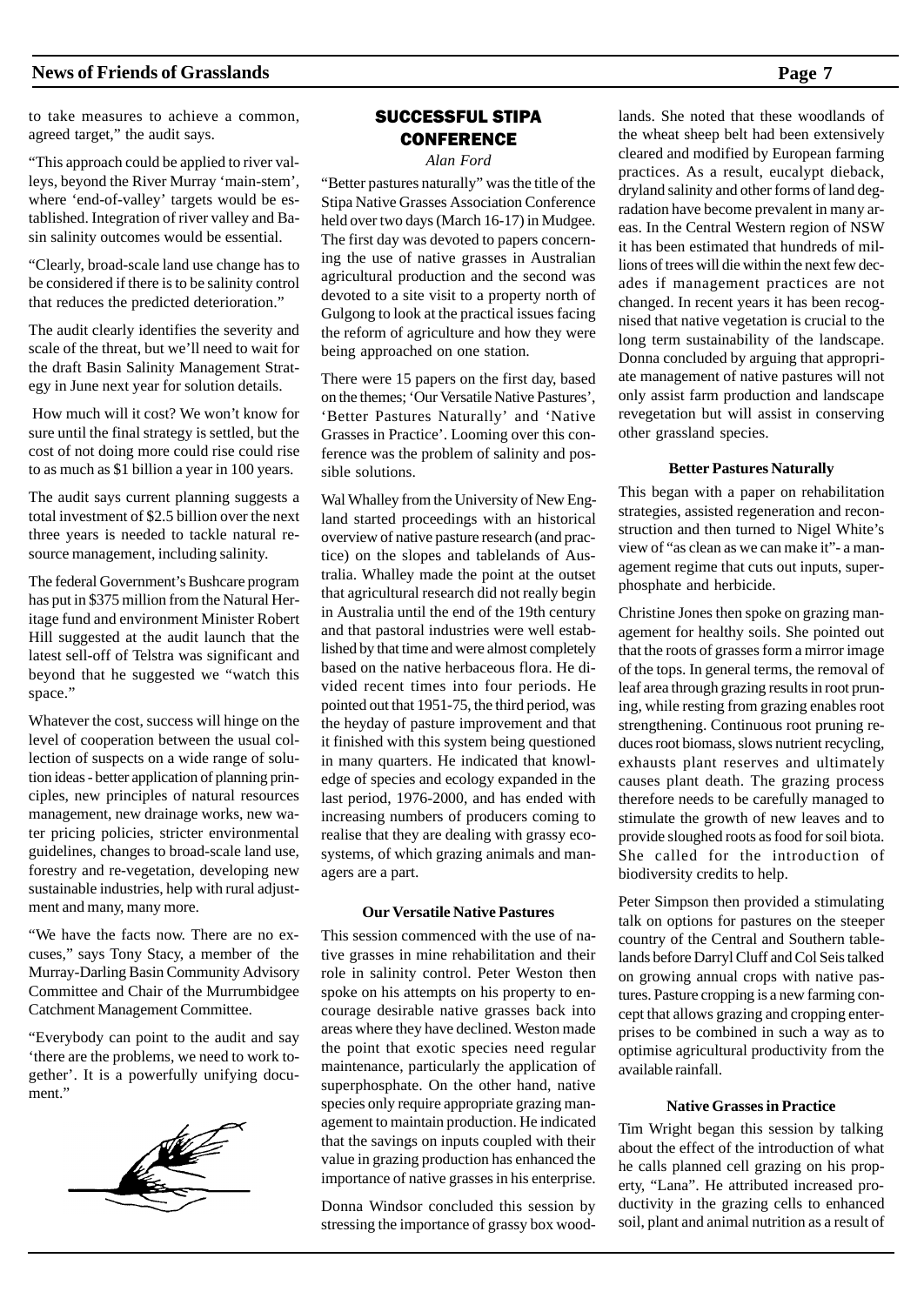to take measures to achieve a common, agreed target," the audit says.

"This approach could be applied to river valleys, beyond the River Murray 'main-stem', where 'end-of-valley' targets would be established. Integration of river valley and Basin salinity outcomes would be essential.

"Clearly, broad-scale land use change has to be considered if there is to be salinity control that reduces the predicted deterioration."

The audit clearly identifies the severity and scale of the threat, but we'll need to wait for the draft Basin Salinity Management Strategy in June next year for solution details.

How much will it cost? We won't know for sure until the final strategy is settled, but the cost of not doing more could rise could rise to as much as $1 billion a year in 100 years.

The audit says current planning suggests a total investment of $2.5 billion over the next three years is needed to tackle natural resource management, including salinity.

The federal Government's Bushcare program has put in $375 million from the Natural Heritage fund and environment Minister Robert Hill suggested at the audit launch that the latest sell-off of Telstra was significant and beyond that he suggested we "watch this space."

Whatever the cost, success will hinge on the level of cooperation between the usual collection of suspects on a wide range of solution ideas - better application of planning principles, new principles of natural resources management, new drainage works, new water pricing policies, stricter environmental guidelines, changes to broad-scale land use, forestry and re-vegetation, developing new sustainable industries, help with rural adjustment and many, many more.

"We have the facts now. There are no excuses," says Tony Stacy, a member of the Murray-Darling Basin Community Advisory Committee and Chair of the Murrumbidgee Catchment Management Committee.

"Everybody can point to the audit and say 'there are the problems, we need to work together'. It is a powerfully unifying document."

## SUCCESSFUL STIPA CONFERENCE

*Alan Ford*

"Better pastures naturally" was the title of the Stipa Native Grasses Association Conference held over two days (March 16-17) in Mudgee. The first day was devoted to papers concerning the use of native grasses in Australian agricultural production and the second was devoted to a site visit to a property north of Gulgong to look at the practical issues facing the reform of agriculture and how they were being approached on one station.

There were 15 papers on the first day, based on the themes; 'Our Versatile Native Pastures', 'Better Pastures Naturally' and 'Native Grasses in Practice'. Looming over this conference was the problem of salinity and possible solutions.

Wal Whalley from the University of New England started proceedings with an historical overview of native pasture research (and practice) on the slopes and tablelands of Australia. Whalley made the point at the outset that agricultural research did not really begin in Australia until the end of the 19th century and that pastoral industries were well established by that time and were almost completely based on the native herbaceous flora. He divided recent times into four periods. He pointed out that 1951-75, the third period, was the heyday of pasture improvement and that it finished with this system being questioned in many quarters. He indicated that knowledge of species and ecology expanded in the last period, 1976-2000, and has ended with increasing numbers of producers coming to realise that they are dealing with grassy ecosystems, of which grazing animals and managers are a part.

### Our Versatile Native Pastures

This session commenced with the use of native grasses in mine rehabilitation and their role in salinity control. Peter Weston then spoke on his attempts on his property to encourage desirable native grasses back into areas where they have declined. Weston made the point that exotic species need regular maintenance, particularly the application of superphosphate. On the other hand, native species only require appropriate grazing management to maintain production. He indicated that the savings on inputs coupled with their value in grazing production has enhanced the importance of native grasses in his enterprise.

Donna Windsor concluded this session by stressing the importance of grassy box woodlands. She noted that these woodlands of the wheat sheep belt had been extensively cleared and modified by European farming practices. As a result, eucalypt dieback, dryland salinity and other forms of land degradation have become prevalent in many areas. In the Central Western region of NSW it has been estimated that hundreds of millions of trees will die within the next few decades if management practices are not changed. In recent years it has been recognised that native vegetation is crucial to the long term sustainability of the landscape. Donna concluded by arguing that appropriate management of native pastures will not only assist farm production and landscape revegetation but will assist in conserving other grassland species.

### Better Pastures Naturally

This began with a paper on rehabilitation strategies, assisted regeneration and reconstruction and then turned to Nigel White's view of "as clean as we can make it"- a management regime that cuts out inputs, superphosphate and herbicide.

Christine Jones then spoke on grazing management for healthy soils. She pointed out that the roots of grasses form a mirror image of the tops. In general terms, the removal of leaf area through grazing results in root pruning, while resting from grazing enables root strengthening. Continuous root pruning reduces root biomass, slows nutrient recycling, exhausts plant reserves and ultimately causes plant death. The grazing process therefore needs to be carefully managed to stimulate the growth of new leaves and to provide sloughed roots as food for soil biota. She called for the introduction of biodiversity credits to help.

Peter Simpson then provided a stimulating talk on options for pastures on the steeper country of the Central and Southern tablelands before Darryl Cluff and Col Seis talked on growing annual crops with native pastures. Pasture cropping is a new farming concept that allows grazing and cropping enterprises to be combined in such a way as to optimise agricultural productivity from the available rainfall.

### Native Grasses in Practice

Tim Wright began this session by talking about the effect of the introduction of what he calls planned cell grazing on his property, "Lana". He attributed increased productivity in the grazing cells to enhanced soil, plant and animal nutrition as a result of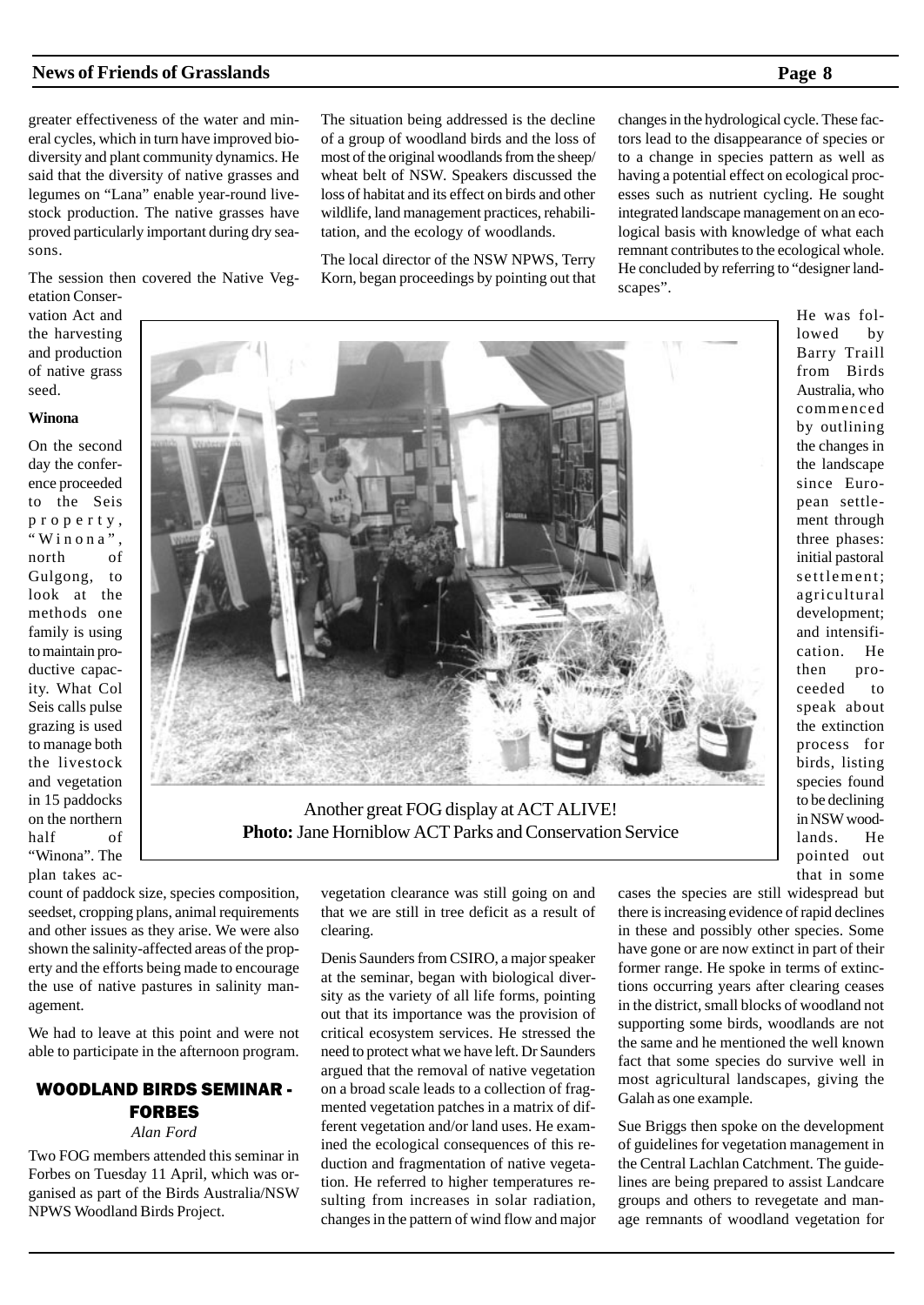greater effectiveness of the water and mineral cycles, which in turn have improved biodiversity and plant community dynamics. He said that the diversity of native grasses and legumes on "Lana" enable year-round livestock production. The native grasses have proved particularly important during dry seasons.

The session then covered the Native Vegetation Conservation Act and the harvesting and production of native grass seed.

**Winona**

On the second day the conference proceeded to the Seis property, "Winona", north of Gulgong, to look at the methods one family is using to maintain productive capacity. What Col Seis calls pulse grazing is used to manage both the livestock and vegetation in 15 paddocks on the northern half of "Winona". The plan takes account of paddock size, species composition, seedset, cropping plans, animal requirements and other issues as they arise. We were also shown the salinity-affected areas of the property and the efforts being made to encourage the use of native pastures in salinity management.

We had to leave at this point and were not able to participate in the afternoon program.

## WOODLAND BIRDS SEMINAR - FORBES

*Alan Ford*

Two FOG members attended this seminar in Forbes on Tuesday 11 April, which was organised as part of the Birds Australia/NSW NPWS Woodland Birds Project.

The situation being addressed is the decline of a group of woodland birds and the loss of most of the original woodlands from the sheep/wheat belt of NSW. Speakers discussed the loss of habitat and its effect on birds and other wildlife, land management practices, rehabilitation, and the ecology of woodlands.

The local director of the NSW NPWS, Terry Korn, began proceedings by pointing out that vegetation clearance was still going on and that we are still in tree deficit as a result of clearing.

Denis Saunders from CSIRO, a major speaker at the seminar, began with biological diversity as the variety of all life forms, pointing out that its importance was the provision of critical ecosystem services. He stressed the need to protect what we have left. Dr Saunders argued that the removal of native vegetation on a broad scale leads to a collection of fragmented vegetation patches in a matrix of different vegetation and/or land uses. He examined the ecological consequences of this reduction and fragmentation of native vegetation. He referred to higher temperatures resulting from increases in solar radiation, changes in the pattern of wind flow and major changes in the hydrological cycle. These factors lead to the disappearance of species or to a change in species pattern as well as having a potential effect on ecological processes such as nutrient cycling. He sought integrated landscape management on an ecological basis with knowledge of what each remnant contributes to the ecological whole. He concluded by referring to "designer landscapes".

Another great FOG display at ACT ALIVE!
**Photo:** Jane Horniblow ACT Parks and Conservation Service

He was followed by Barry Traill from Birds Australia, who commenced by outlining the changes in the landscape since European settlement through three phases: initial pastoral settlement; agricultural development; and intensification. He then proceeded to speak about the extinction process for birds, listing species found to be declining in NSW woodlands. He pointed out that in some cases the species are still widespread but there is increasing evidence of rapid declines in these and possibly other species. Some have gone or are now extinct in part of their former range. He spoke in terms of extinctions occurring years after clearing ceases in the district, small blocks of woodland not supporting some birds, woodlands are not the same and he mentioned the well known fact that some species do survive well in most agricultural landscapes, giving the Galah as one example.

Sue Briggs then spoke on the development of guidelines for vegetation management in the Central Lachlan Catchment. The guidelines are being prepared to assist Landcare groups and others to revegetate and manage remnants of woodland vegetation for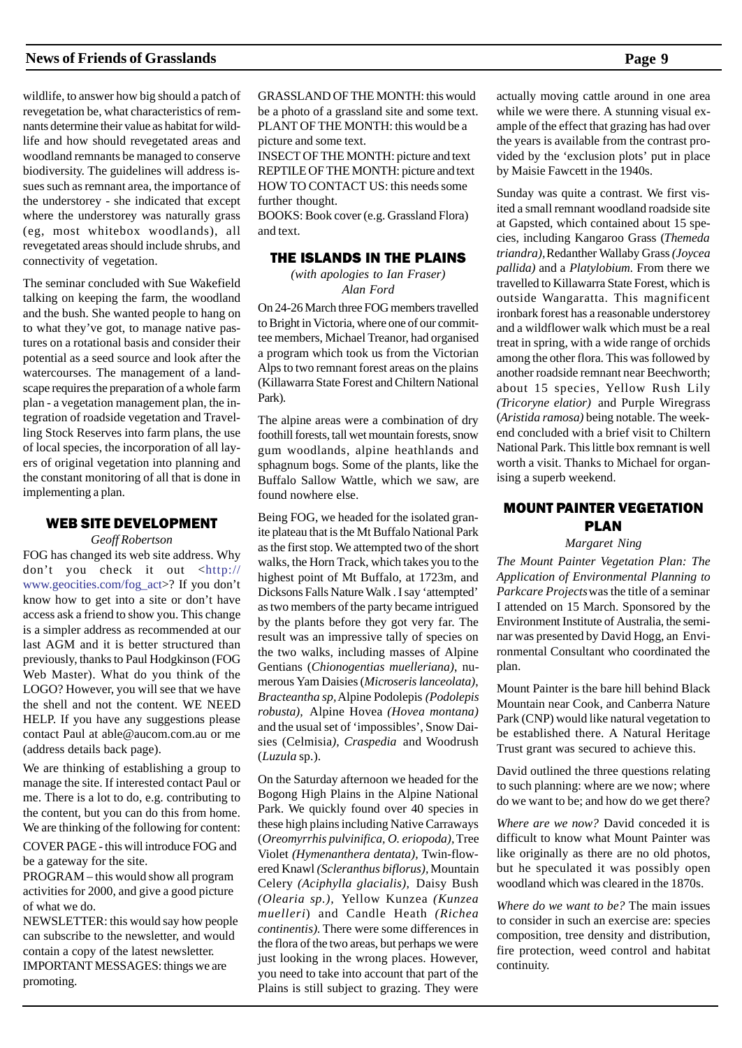wildlife, to answer how big should a patch of revegetation be, what characteristics of remnants determine their value as habitat for wildlife and how should revegetated areas and woodland remnants be managed to conserve biodiversity. The guidelines will address issues such as remnant area, the importance of the understorey - she indicated that except where the understorey was naturally grass (eg, most whitebox woodlands), all revegetated areas should include shrubs, and connectivity of vegetation.

The seminar concluded with Sue Wakefield talking on keeping the farm, the woodland and the bush. She wanted people to hang on to what they've got, to manage native pastures on a rotational basis and consider their potential as a seed source and look after the watercourses. The management of a landscape requires the preparation of a whole farm plan - a vegetation management plan, the integration of roadside vegetation and Travelling Stock Reserves into farm plans, the use of local species, the incorporation of all layers of original vegetation into planning and the constant monitoring of all that is done in implementing a plan.

## WEB SITE DEVELOPMENT

*Geoff Robertson*

FOG has changed its web site address. Why don't you check it out <http://www.geocities.com/fog_act>? If you don't know how to get into a site or don't have access ask a friend to show you. This change is a simpler address as recommended at our last AGM and it is better structured than previously, thanks to Paul Hodgkinson (FOG Web Master). What do you think of the LOGO? However, you will see that we have the shell and not the content. WE NEED HELP. If you have any suggestions please contact Paul at able@aucom.com.au or me (address details back page).

We are thinking of establishing a group to manage the site. If interested contact Paul or me. There is a lot to do, e.g. contributing to the content, but you can do this from home. We are thinking of the following for content:

COVER PAGE - this will introduce FOG and be a gateway for the site.
PROGRAM – this would show all program activities for 2000, and give a good picture of what we do.
NEWSLETTER: this would say how people can subscribe to the newsletter, and would contain a copy of the latest newsletter.
IMPORTANT MESSAGES: things we are promoting.
GRASSLAND OF THE MONTH: this would be a photo of a grassland site and some text.
PLANT OF THE MONTH: this would be a picture and some text.
INSECT OF THE MONTH: picture and text
REPTILE OF THE MONTH: picture and text
HOW TO CONTACT US: this needs some further thought.
BOOKS: Book cover (e.g. Grassland Flora) and text.

## THE ISLANDS IN THE PLAINS

*(with apologies to Ian Fraser)*
*Alan Ford*

On 24-26 March three FOG members travelled to Bright in Victoria, where one of our committee members, Michael Treanor, had organised a program which took us from the Victorian Alps to two remnant forest areas on the plains (Killawarra State Forest and Chiltern National Park).

The alpine areas were a combination of dry foothill forests, tall wet mountain forests, snow gum woodlands, alpine heathlands and sphagnum bogs. Some of the plants, like the Buffalo Sallow Wattle, which we saw, are found nowhere else.

Being FOG, we headed for the isolated granite plateau that is the Mt Buffalo National Park as the first stop. We attempted two of the short walks, the Horn Track, which takes you to the highest point of Mt Buffalo, at 1723m, and Dicksons Falls Nature Walk . I say 'attempted' as two members of the party became intrigued by the plants before they got very far. The result was an impressive tally of species on the two walks, including masses of Alpine Gentians (*Chionogentias muelleriana*), numerous Yam Daisies (*Microseris lanceolata)*, *Bracteantha sp*, Alpine Podolepis *(Podolepis robusta)*, Alpine Hovea *(Hovea montana)* and the usual set of 'impossibles', Snow Daisies (Celmisia*)*, *Craspedia* and Woodrush (*Luzula* sp.).

On the Saturday afternoon we headed for the Bogong High Plains in the Alpine National Park. We quickly found over 40 species in these high plains including Native Carraways (*Oreomyrrhis pulvinifica, O. eriopoda)*, Tree Violet *(Hymenanthera dentata)*, Twin-flowered Knawl *(Scleranthus biflorus)*, Mountain Celery *(Aciphylla glacialis)*, Daisy Bush *(Olearia sp.)*, Yellow Kunzea *(Kunzea muelleri*) and Candle Heath *(Richea continentis)*. There were some differences in the flora of the two areas, but perhaps we were just looking in the wrong places. However, you need to take into account that part of the Plains is still subject to grazing. They were actually moving cattle around in one area while we were there. A stunning visual example of the effect that grazing has had over the years is available from the contrast provided by the 'exclusion plots' put in place by Maisie Fawcett in the 1940s.

Sunday was quite a contrast. We first visited a small remnant woodland roadside site at Gapsted, which contained about 15 species, including Kangaroo Grass (*Themeda triandra)*, Redanther Wallaby Grass *(Joycea pallida)* and a *Platylobium.* From there we travelled to Killawarra State Forest, which is outside Wangaratta. This magnificent ironbark forest has a reasonable understorey and a wildflower walk which must be a real treat in spring, with a wide range of orchids among the other flora. This was followed by another roadside remnant near Beechworth; about 15 species, Yellow Rush Lily *(Tricoryne elatior)* and Purple Wiregrass (*Aristida ramosa)* being notable. The weekend concluded with a brief visit to Chiltern National Park. This little box remnant is well worth a visit. Thanks to Michael for organising a superb weekend.

## MOUNT PAINTER VEGETATION PLAN

*Margaret Ning*

*The Mount Painter Vegetation Plan: The Application of Environmental Planning to Parkcare Projects* was the title of a seminar I attended on 15 March. Sponsored by the Environment Institute of Australia, the seminar was presented by David Hogg, an Environmental Consultant who coordinated the plan.

Mount Painter is the bare hill behind Black Mountain near Cook, and Canberra Nature Park (CNP) would like natural vegetation to be established there. A Natural Heritage Trust grant was secured to achieve this.

David outlined the three questions relating to such planning: where are we now; where do we want to be; and how do we get there?

*Where are we now?* David conceded it is difficult to know what Mount Painter was like originally as there are no old photos, but he speculated it was possibly open woodland which was cleared in the 1870s.

*Where do we want to be?* The main issues to consider in such an exercise are: species composition, tree density and distribution, fire protection, weed control and habitat continuity.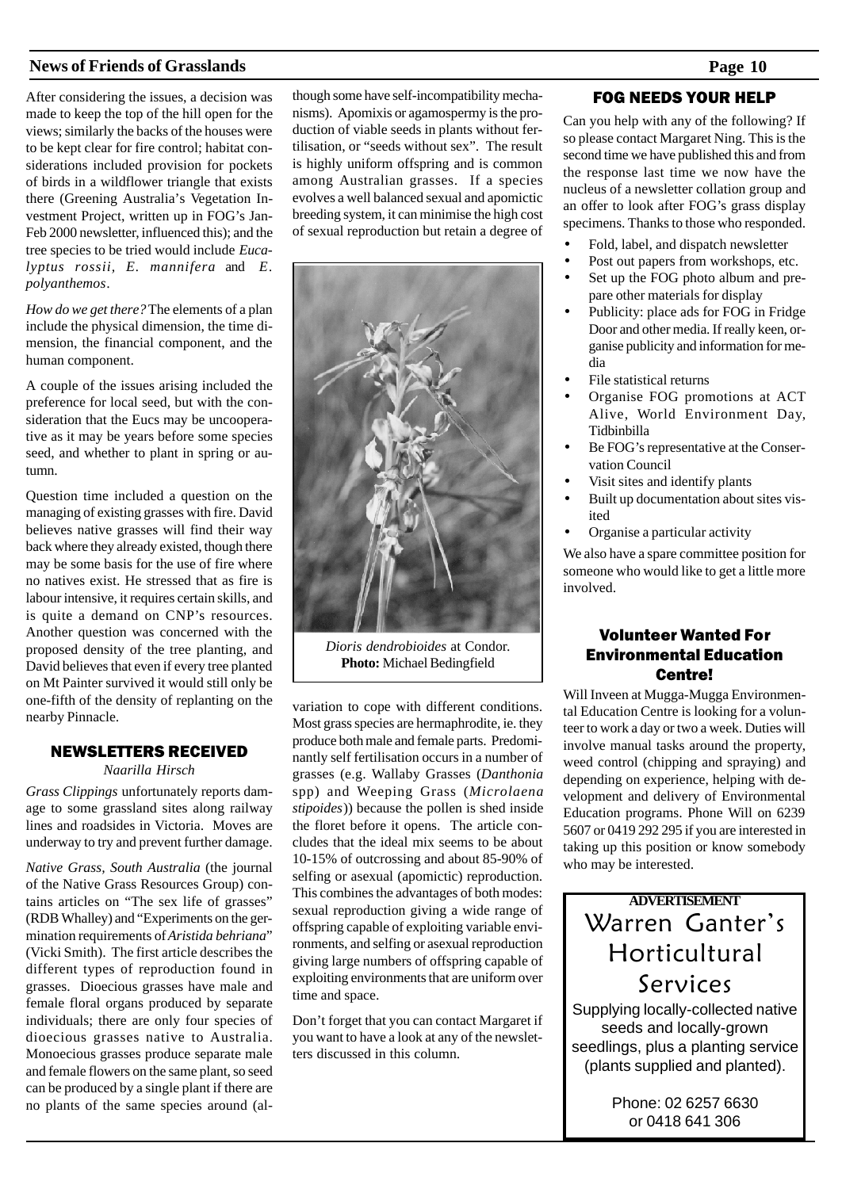After considering the issues, a decision was made to keep the top of the hill open for the views; similarly the backs of the houses were to be kept clear for fire control; habitat considerations included provision for pockets of birds in a wildflower triangle that exists there (Greening Australia's Vegetation Investment Project, written up in FOG's Jan-Feb 2000 newsletter, influenced this); and the tree species to be tried would include *Eucalyptus rossii, E. mannifera* and *E. polyanthemos*.

*How do we get there?* The elements of a plan include the physical dimension, the time dimension, the financial component, and the human component.

A couple of the issues arising included the preference for local seed, but with the consideration that the Eucs may be uncooperative as it may be years before some species seed, and whether to plant in spring or autumn.

Question time included a question on the managing of existing grasses with fire. David believes native grasses will find their way back where they already existed, though there may be some basis for the use of fire where no natives exist. He stressed that as fire is labour intensive, it requires certain skills, and is quite a demand on CNP's resources. Another question was concerned with the proposed density of the tree planting, and David believes that even if every tree planted on Mt Painter survived it would still only be one-fifth of the density of replanting on the nearby Pinnacle.

## NEWSLETTERS RECEIVED

*Naarilla Hirsch*

*Grass Clippings* unfortunately reports damage to some grassland sites along railway lines and roadsides in Victoria. Moves are underway to try and prevent further damage.

*Native Grass, South Australia* (the journal of the Native Grass Resources Group) contains articles on "The sex life of grasses" (RDB Whalley) and "Experiments on the germination requirements of *Aristida behriana*" (Vicki Smith). The first article describes the different types of reproduction found in grasses. Dioecious grasses have male and female floral organs produced by separate individuals; there are only four species of dioecious grasses native to Australia. Monoecious grasses produce separate male and female flowers on the same plant, so seed can be produced by a single plant if there are no plants of the same species around (although some have self-incompatibility mechanisms). Apomixis or agamospermy is the production of viable seeds in plants without fertilisation, or "seeds without sex". The result is highly uniform offspring and is common among Australian grasses. If a species evolves a well balanced sexual and apomictic breeding system, it can minimise the high cost of sexual reproduction but retain a degree of variation to cope with different conditions. Most grass species are hermaphrodite, ie. they produce both male and female parts. Predominantly self fertilisation occurs in a number of grasses (e.g. Wallaby Grasses (*Danthonia* spp) and Weeping Grass (*Microlaena stipoides*)) because the pollen is shed inside the floret before it opens. The article concludes that the ideal mix seems to be about 10-15% of outcrossing and about 85-90% of selfing or asexual (apomictic) reproduction. This combines the advantages of both modes: sexual reproduction giving a wide range of offspring capable of exploiting variable environments, and selfing or asexual reproduction giving large numbers of offspring capable of exploiting environments that are uniform over time and space.

*Dioris dendrobioides* at Condor. **Photo:** Michael Bedingfield

Don't forget that you can contact Margaret if you want to have a look at any of the newsletters discussed in this column.

## FOG NEEDS YOUR HELP

Can you help with any of the following? If so please contact Margaret Ning. This is the second time we have published this and from the response last time we now have the nucleus of a newsletter collation group and an offer to look after FOG's grass display specimens. Thanks to those who responded.

- Fold, label, and dispatch newsletter
- Post out papers from workshops, etc.
- Set up the FOG photo album and prepare other materials for display
- Publicity: place ads for FOG in Fridge Door and other media. If really keen, organise publicity and information for media
- File statistical returns
- Organise FOG promotions at ACT Alive, World Environment Day, Tidbinbilla
- Be FOG's representative at the Conservation Council
- Visit sites and identify plants
- Built up documentation about sites visited
- Organise a particular activity

We also have a spare committee position for someone who would like to get a little more involved.

## Volunteer Wanted For Environmental Education Centre!

Will Inveen at Mugga-Mugga Environmental Education Centre is looking for a volunteer to work a day or two a week. Duties will involve manual tasks around the property, weed control (chipping and spraying) and depending on experience, helping with development and delivery of Environmental Education programs. Phone Will on 6239 5607 or 0419 292 295 if you are interested in taking up this position or know somebody who may be interested.

**ADVERTISEMENT**

## Warren Ganter's Horticultural Services

Supplying locally-collected native seeds and locally-grown seedlings, plus a planting service (plants supplied and planted).

Phone: 02 6257 6630
or 0418 641 306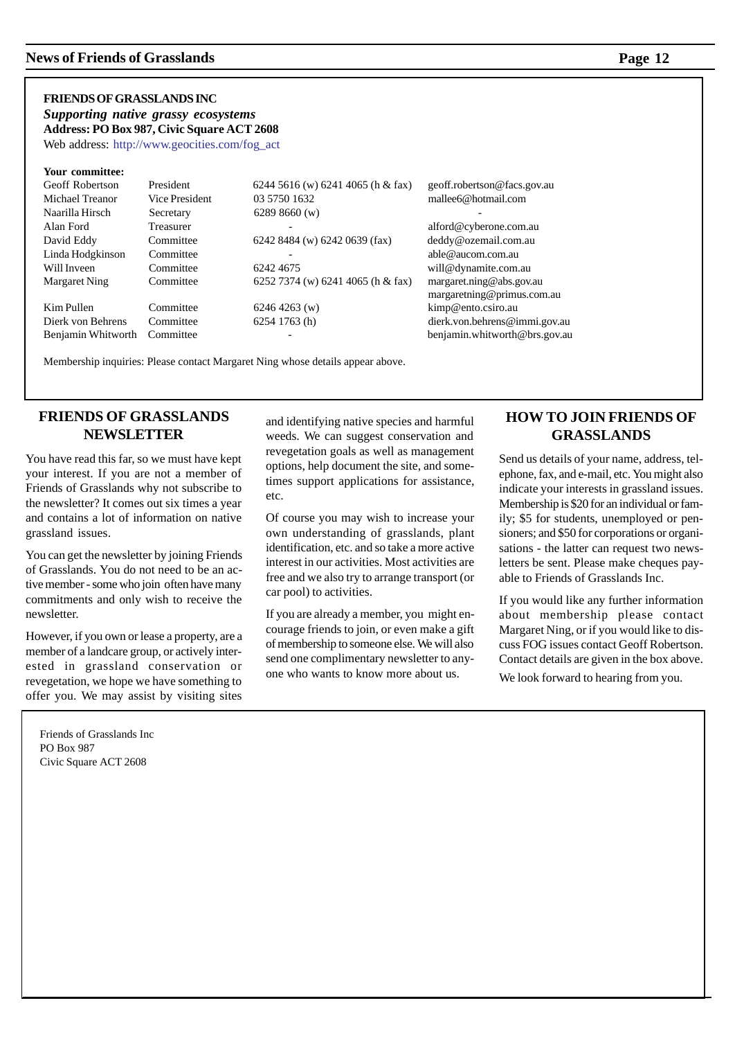**FRIENDS OF GRASSLANDS INC**

***Supporting native grassy ecosystems***

**Address: PO Box 987, Civic Square ACT 2608**

Web address: http://www.geocities.com/fog_act

**Your committee:**

| | | | |
|---|---|---|---|
| Geoff Robertson | President | 6244 5616 (w) 6241 4065 (h & fax) | geoff.robertson@facs.gov.au |
| Michael Treanor | Vice President | 03 5750 1632 | mallee6@hotmail.com |
| Naarilla Hirsch | Secretary | 6289 8660 (w) | - |
| Alan Ford | Treasurer | - | alford@cyberone.com.au |
| David Eddy | Committee | 6242 8484 (w) 6242 0639 (fax) | deddy@ozemail.com.au |
| Linda Hodgkinson | Committee | - | able@aucom.com.au |
| Will Inveen | Committee | 6242 4675 | will@dynamite.com.au |
| Margaret Ning | Committee | 6252 7374 (w) 6241 4065 (h & fax) | margaret.ning@abs.gov.au margaretning@primus.com.au |
| Kim Pullen | Committee | 6246 4263 (w) | kimp@ento.csiro.au |
| Dierk von Behrens | Committee | 6254 1763 (h) | dierk.von.behrens@immi.gov.au |
| Benjamin Whitworth | Committee | - | benjamin.whitworth@brs.gov.au |

Membership inquiries: Please contact Margaret Ning whose details appear above.

## FRIENDS OF GRASSLANDS NEWSLETTER

You have read this far, so we must have kept your interest. If you are not a member of Friends of Grasslands why not subscribe to the newsletter? It comes out six times a year and contains a lot of information on native grassland issues.

You can get the newsletter by joining Friends of Grasslands. You do not need to be an active member - some who join often have many commitments and only wish to receive the newsletter.

However, if you own or lease a property, are a member of a landcare group, or actively interested in grassland conservation or revegetation, we hope we have something to offer you. We may assist by visiting sites and identifying native species and harmful weeds. We can suggest conservation and revegetation goals as well as management options, help document the site, and sometimes support applications for assistance, etc.

Of course you may wish to increase your own understanding of grasslands, plant identification, etc. and so take a more active interest in our activities. Most activities are free and we also try to arrange transport (or car pool) to activities.

If you are already a member, you might encourage friends to join, or even make a gift of membership to someone else. We will also send one complimentary newsletter to anyone who wants to know more about us.

## HOW TO JOIN FRIENDS OF GRASSLANDS

Send us details of your name, address, telephone, fax, and e-mail, etc. You might also indicate your interests in grassland issues. Membership is $20 for an individual or family; $5 for students, unemployed or pensioners; and $50 for corporations or organisations - the latter can request two newsletters be sent. Please make cheques payable to Friends of Grasslands Inc.

If you would like any further information about membership please contact Margaret Ning, or if you would like to discuss FOG issues contact Geoff Robertson. Contact details are given in the box above.

We look forward to hearing from you.

Friends of Grasslands Inc
PO Box 987
Civic Square ACT 2608